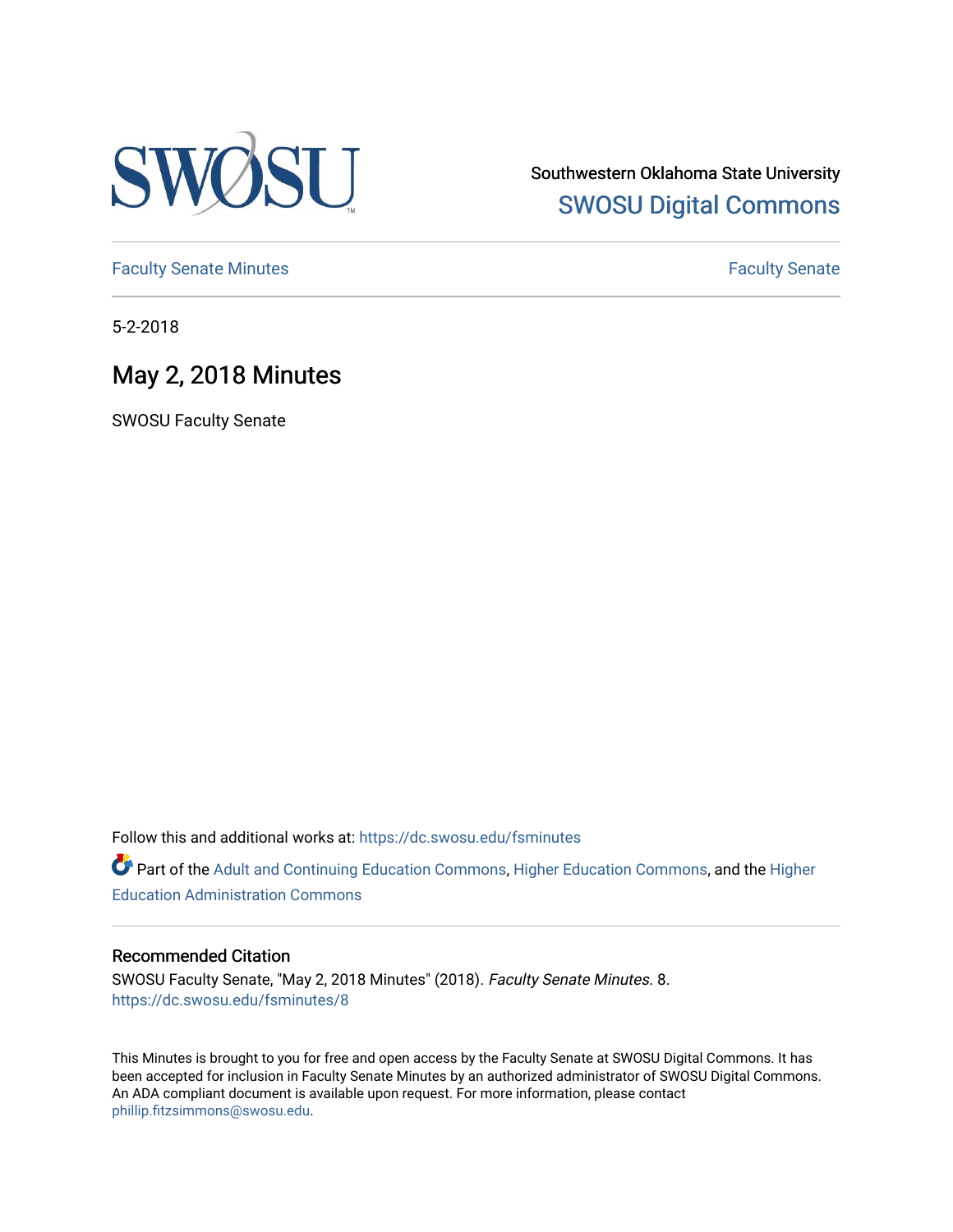Southwestern Oklahoma State University
[SWOSU Digital Commons](https://dc.swosu.edu)

[Faculty Senate Minutes](https://dc.swosu.edu/fsminutes) [Faculty Senate](https://dc.swosu.edu/fs)

5-2-2018

# May 2, 2018 Minutes

SWOSU Faculty Senate

Follow this and additional works at: https://dc.swosu.edu/fsminutes

Part of the Adult and Continuing Education Commons, Higher Education Commons, and the Higher Education Administration Commons

## Recommended Citation

SWOSU Faculty Senate, "May 2, 2018 Minutes" (2018). *Faculty Senate Minutes*. 8.
https://dc.swosu.edu/fsminutes/8

This Minutes is brought to you for free and open access by the Faculty Senate at SWOSU Digital Commons. It has been accepted for inclusion in Faculty Senate Minutes by an authorized administrator of SWOSU Digital Commons. An ADA compliant document is available upon request. For more information, please contact phillip.fitzsimmons@swosu.edu.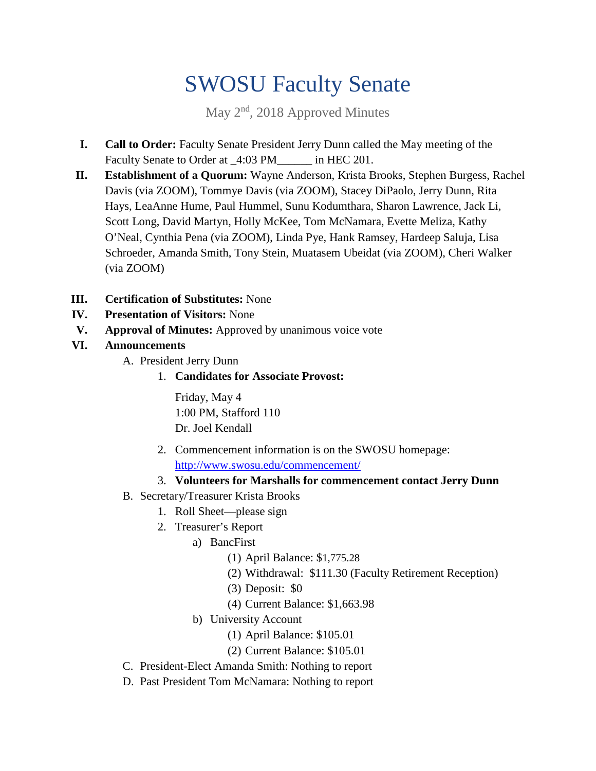# SWOSU Faculty Senate

May 2nd, 2018 Approved Minutes

I. **Call to Order:** Faculty Senate President Jerry Dunn called the May meeting of the Faculty Senate to Order at _4:03 PM______ in HEC 201.

II. **Establishment of a Quorum:** Wayne Anderson, Krista Brooks, Stephen Burgess, Rachel Davis (via ZOOM), Tommye Davis (via ZOOM), Stacey DiPaolo, Jerry Dunn, Rita Hays, LeaAnne Hume, Paul Hummel, Sunu Kodumthara, Sharon Lawrence, Jack Li, Scott Long, David Martyn, Holly McKee, Tom McNamara, Evette Meliza, Kathy O'Neal, Cynthia Pena (via ZOOM), Linda Pye, Hank Ramsey, Hardeep Saluja, Lisa Schroeder, Amanda Smith, Tony Stein, Muatasem Ubeidat (via ZOOM), Cheri Walker (via ZOOM)

III. **Certification of Substitutes:** None

IV. **Presentation of Visitors:** None

V. **Approval of Minutes:** Approved by unanimous voice vote

VI. **Announcements**

A. President Jerry Dunn

1. **Candidates for Associate Provost:**

   Friday, May 4
   1:00 PM, Stafford 110
   Dr. Joel Kendall

2. Commencement information is on the SWOSU homepage: http://www.swosu.edu/commencement/

3. **Volunteers for Marshalls for commencement contact Jerry Dunn**

B. Secretary/Treasurer Krista Brooks

1. Roll Sheet—please sign
2. Treasurer's Report
   a) BancFirst
      (1) April Balance: $1,775.28
      (2) Withdrawal: $111.30 (Faculty Retirement Reception)
      (3) Deposit: $0
      (4) Current Balance: $1,663.98
   b) University Account
      (1) April Balance: $105.01
      (2) Current Balance: $105.01

C. President-Elect Amanda Smith: Nothing to report

D. Past President Tom McNamara: Nothing to report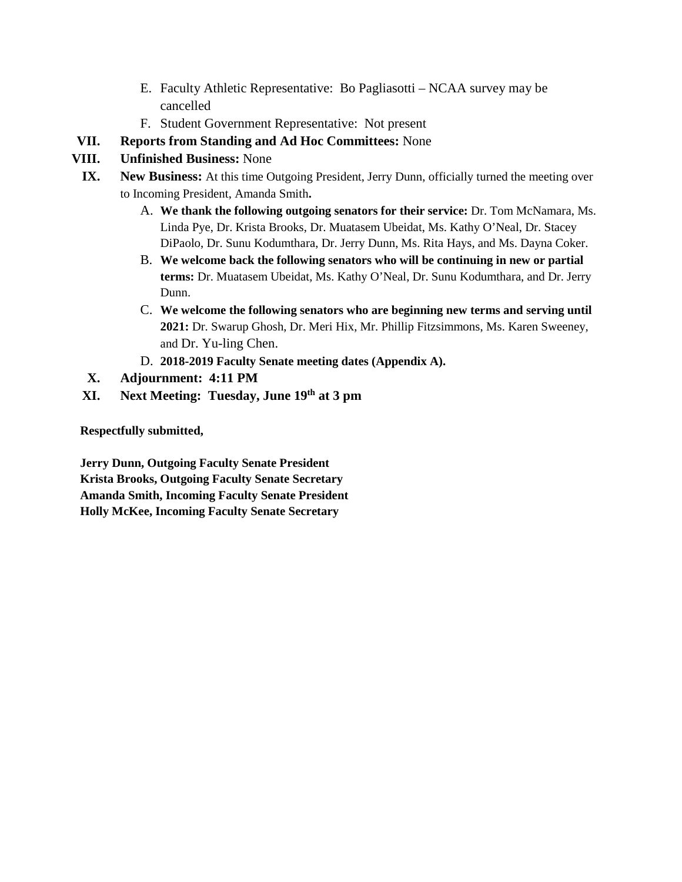E. Faculty Athletic Representative: Bo Pagliasotti – NCAA survey may be cancelled

F. Student Government Representative: Not present

VII. **Reports from Standing and Ad Hoc Committees:** None

VIII. **Unfinished Business:** None

IX. **New Business:** At this time Outgoing President, Jerry Dunn, officially turned the meeting over to Incoming President, Amanda Smith**.**

A. **We thank the following outgoing senators for their service:** Dr. Tom McNamara, Ms. Linda Pye, Dr. Krista Brooks, Dr. Muatasem Ubeidat, Ms. Kathy O'Neal, Dr. Stacey DiPaolo, Dr. Sunu Kodumthara, Dr. Jerry Dunn, Ms. Rita Hays, and Ms. Dayna Coker.

B. **We welcome back the following senators who will be continuing in new or partial terms:** Dr. Muatasem Ubeidat, Ms. Kathy O'Neal, Dr. Sunu Kodumthara, and Dr. Jerry Dunn.

C. **We welcome the following senators who are beginning new terms and serving until 2021:** Dr. Swarup Ghosh, Dr. Meri Hix, Mr. Phillip Fitzsimmons, Ms. Karen Sweeney, and Dr. Yu-ling Chen.

D. **2018-2019 Faculty Senate meeting dates (Appendix A).**

X. **Adjournment: 4:11 PM**

XI. **Next Meeting: Tuesday, June 19th at 3 pm**

**Respectfully submitted,**

**Jerry Dunn, Outgoing Faculty Senate President**
**Krista Brooks, Outgoing Faculty Senate Secretary**
**Amanda Smith, Incoming Faculty Senate President**
**Holly McKee, Incoming Faculty Senate Secretary**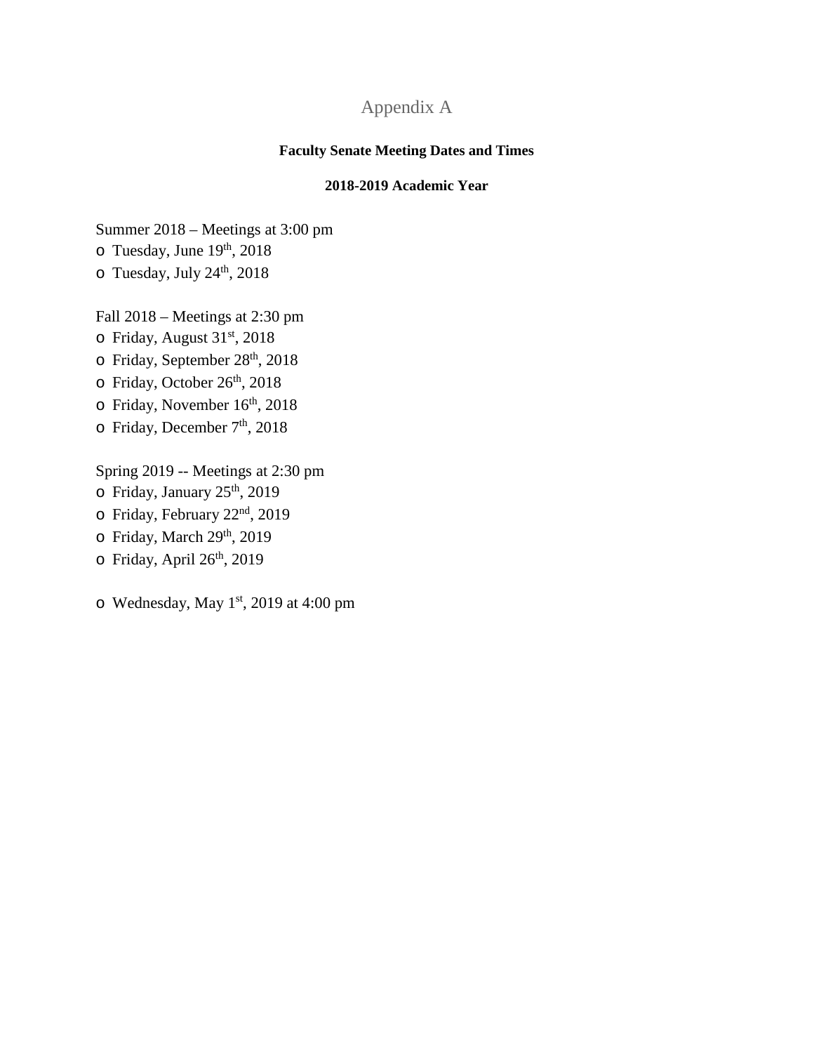# Appendix A

**Faculty Senate Meeting Dates and Times**

**2018-2019 Academic Year**

Summer 2018 – Meetings at 3:00 pm

- Tuesday, June 19th, 2018
- Tuesday, July 24th, 2018

Fall 2018 – Meetings at 2:30 pm

- Friday, August 31st, 2018
- Friday, September 28th, 2018
- Friday, October 26th, 2018
- Friday, November 16th, 2018
- Friday, December 7th, 2018

Spring 2019 -- Meetings at 2:30 pm

- Friday, January 25th, 2019
- Friday, February 22nd, 2019
- Friday, March 29th, 2019
- Friday, April 26th, 2019

- Wednesday, May 1st, 2019 at 4:00 pm